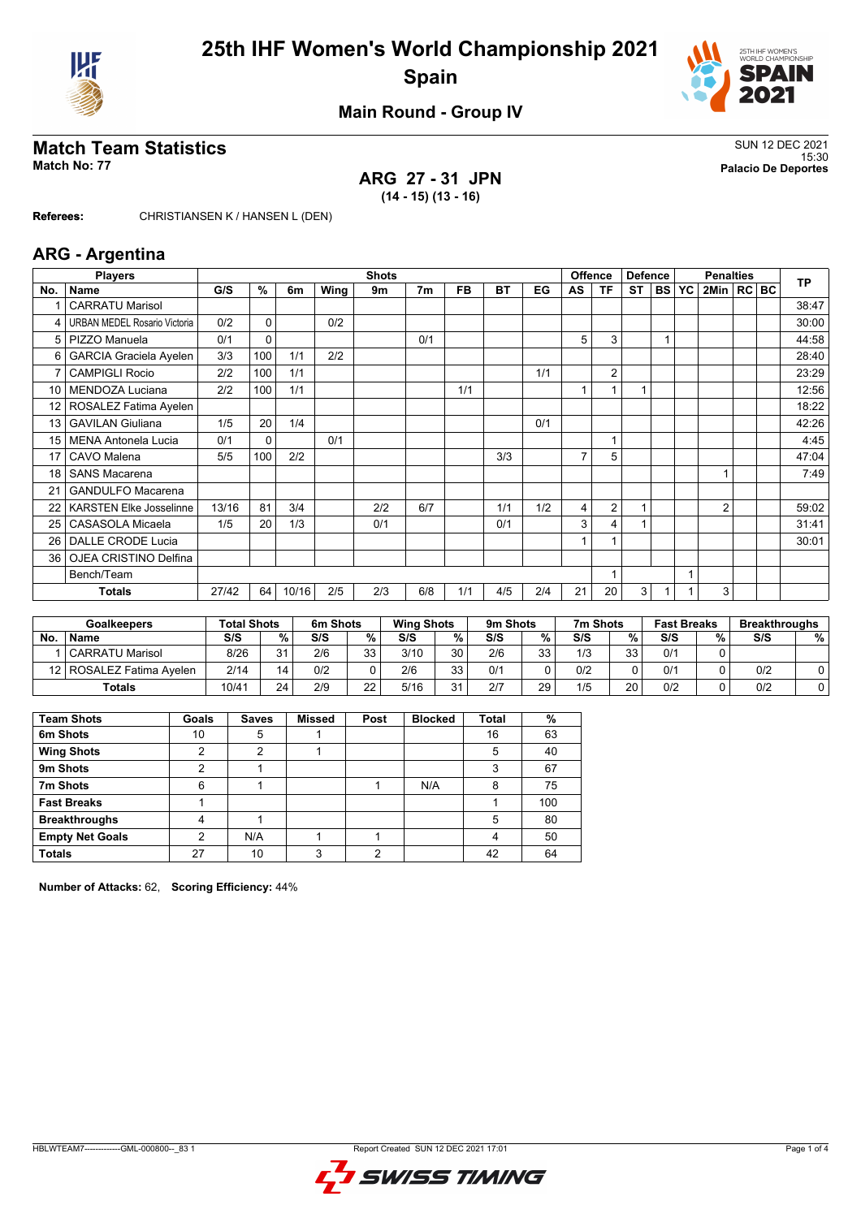# 25th IHF Women's World Championship 2021
## Spain

### Main Round - Group IV

## Match Team Statistics

**Match No: 77**

SUN 12 DEC 2021
15:30
**Palacio De Deportes**

**ARG 27 - 31 JPN**
**(14 - 15) (13 - 16)**

**Referees:** CHRISTIANSEN K / HANSEN L (DEN)

## ARG - Argentina

| Players | | Shots | | | | | | | | | Offence | | Defence | | Penalties | | | | TP |
|---|---|---|---|---|---|---|---|---|---|---|---|---|---|---|---|---|---|---|---|
| No. | Name | G/S | % | 6m | Wing | 9m | 7m | FB | BT | EG | AS | TF | ST | BS | YC | 2Min | RC | BC | |
| 1 | CARRATU Marisol | | | | | | | | | | | | | | | | | | 38:47 |
| 4 | URBAN MEDEL Rosario Victoria | 0/2 | 0 | | 0/2 | | | | | | | | | | | | | | 30:00 |
| 5 | PIZZO Manuela | 0/1 | 0 | | | | 0/1 | | | | 5 | 3 | | 1 | | | | | 44:58 |
| 6 | GARCIA Graciela Ayelen | 3/3 | 100 | 1/1 | 2/2 | | | | | | | | | | | | | | 28:40 |
| 7 | CAMPIGLI Rocio | 2/2 | 100 | 1/1 | | | | | | 1/1 | | 2 | | | | | | | 23:29 |
| 10 | MENDOZA Luciana | 2/2 | 100 | 1/1 | | | | 1/1 | | | 1 | 1 | 1 | | | | | | 12:56 |
| 12 | ROSALEZ Fatima Ayelen | | | | | | | | | | | | | | | | | | 18:22 |
| 13 | GAVILAN Giuliana | 1/5 | 20 | 1/4 | | | | | | 0/1 | | | | | | | | | 42:26 |
| 15 | MENA Antonela Lucia | 0/1 | 0 | | 0/1 | | | | | | | 1 | | | | | | | 4:45 |
| 17 | CAVO Malena | 5/5 | 100 | 2/2 | | | | | 3/3 | | 7 | 5 | | | | | | | 47:04 |
| 18 | SANS Macarena | | | | | | | | | | | | | | | 1 | | | 7:49 |
| 21 | GANDULFO Macarena | | | | | | | | | | | | | | | | | | |
| 22 | KARSTEN Elke Josselinne | 13/16 | 81 | 3/4 | | 2/2 | 6/7 | | 1/1 | 1/2 | 4 | 2 | 1 | | | 2 | | | 59:02 |
| 25 | CASASOLA Micaela | 1/5 | 20 | 1/3 | | 0/1 | | | 0/1 | | 3 | 4 | 1 | | | | | | 31:41 |
| 26 | DALLE CRODE Lucia | | | | | | | | | | 1 | 1 | | | | | | | 30:01 |
| 36 | OJEA CRISTINO Delfina | | | | | | | | | | | | | | | | | | |
| | Bench/Team | | | | | | | | | | | 1 | | | 1 | | | | |
| | **Totals** | 27/42 | 64 | 10/16 | 2/5 | 2/3 | 6/8 | 1/1 | 4/5 | 2/4 | 21 | 20 | 3 | 1 | 1 | 3 | | | |

| Goalkeepers | | Total Shots | | 6m Shots | | Wing Shots | | 9m Shots | | 7m Shots | | Fast Breaks | | Breakthroughs | |
|---|---|---|---|---|---|---|---|---|---|---|---|---|---|---|---|
| No. | Name | S/S | % | S/S | % | S/S | % | S/S | % | S/S | % | S/S | % | S/S | % |
| 1 | CARRATU Marisol | 8/26 | 31 | 2/6 | 33 | 3/10 | 30 | 2/6 | 33 | 1/3 | 33 | 0/1 | 0 | | |
| 12 | ROSALEZ Fatima Ayelen | 2/14 | 14 | 0/2 | 0 | 2/6 | 33 | 0/1 | 0 | 0/2 | 0 | 0/1 | 0 | 0/2 | 0 |
| | **Totals** | 10/41 | 24 | 2/9 | 22 | 5/16 | 31 | 2/7 | 29 | 1/5 | 20 | 0/2 | 0 | 0/2 | 0 |

| Team Shots | Goals | Saves | Missed | Post | Blocked | Total | % |
|---|---|---|---|---|---|---|---|
| **6m Shots** | 10 | 5 | 1 | | | 16 | 63 |
| **Wing Shots** | 2 | 2 | 1 | | | 5 | 40 |
| **9m Shots** | 2 | 1 | | | | 3 | 67 |
| **7m Shots** | 6 | 1 | | 1 | N/A | 8 | 75 |
| **Fast Breaks** | 1 | | | | | 1 | 100 |
| **Breakthroughs** | 4 | 1 | | | | 5 | 80 |
| **Empty Net Goals** | 2 | N/A | 1 | 1 | | 4 | 50 |
| **Totals** | 27 | 10 | 3 | 2 | | 42 | 64 |

**Number of Attacks:** 62, **Scoring Efficiency:** 44%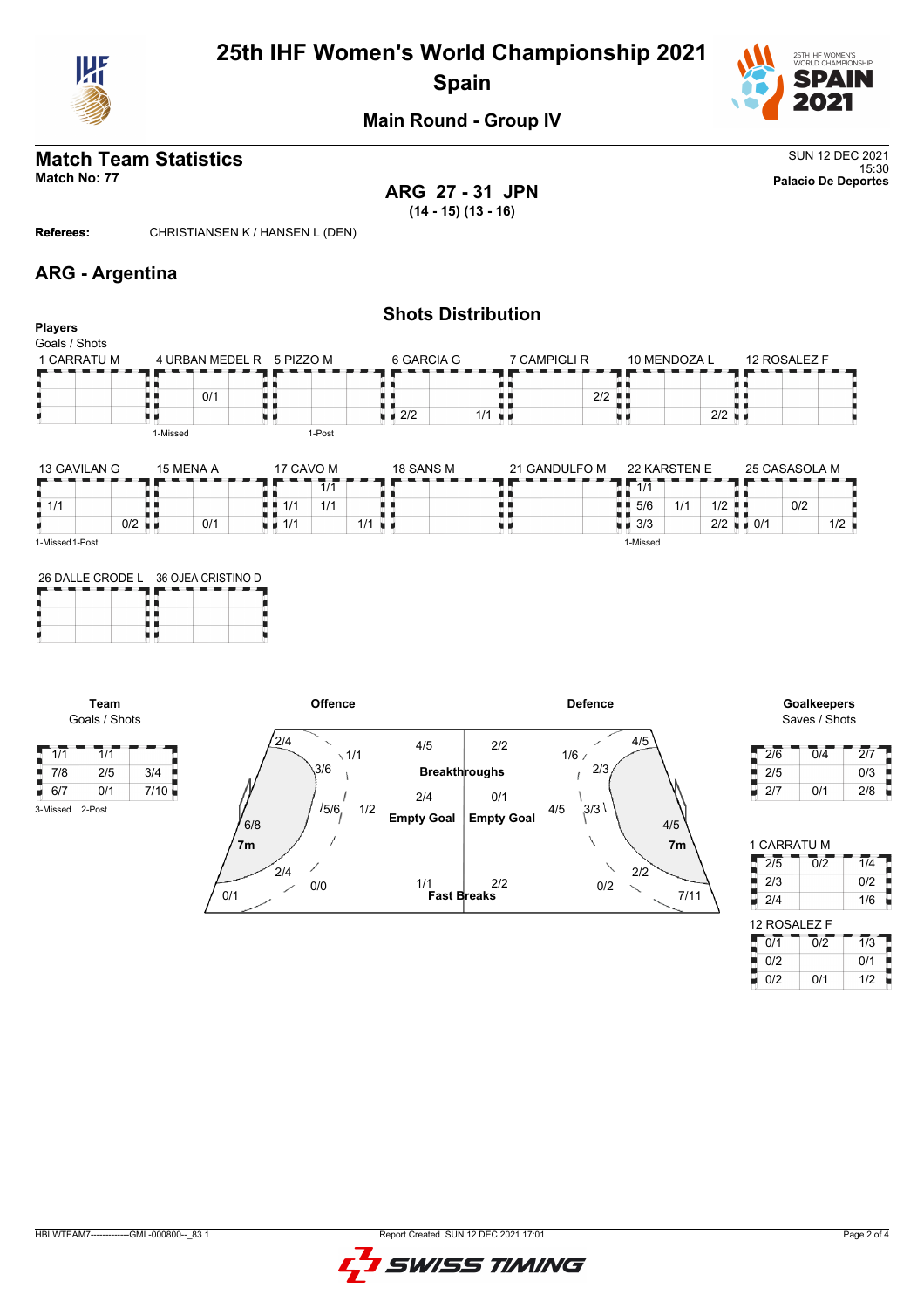# 25th IHF Women's World Championship 2021

## Spain

### Main Round - Group IV

## Match Team Statistics

**Match No: 77**

SUN 12 DEC 2021
15:30
**Palacio De Deportes**

**ARG 27 - 31 JPN**
**(14 - 15) (13 - 16)**

**Referees:** CHRISTIANSEN K / HANSEN L (DEN)

## ARG - Argentina

### Shots Distribution

**Players**
Goals / Shots

**1 CARRATU M**

| | | |
|---|---|---|
| | | |
| | | |
| | | |

**4 URBAN MEDEL R**

| | | |
|---|---|---|
| | | |
| | 0/1 | |
| | | |

1-Missed

**5 PIZZO M**

| | | |
|---|---|---|
| | | |
| | | |
| | | |

1-Post

**6 GARCIA G**

| | | |
|---|---|---|
| | | |
| | | |
| 2/2 | | 1/1 |

**7 CAMPIGLI R**

| | | |
|---|---|---|
| | | |
| | | 2/2 |
| | | |

**10 MENDOZA L**

| | | |
|---|---|---|
| | | |
| | | |
| | | 2/2 |

**12 ROSALEZ F**

| | | |
|---|---|---|
| | | |
| | | |
| | | |

**13 GAVILAN G**

| | | |
|---|---|---|
| | | |
| 1/1 | | |
| | | 0/2 |

1-Missed 1-Post

**15 MENA A**

| | | |
|---|---|---|
| | | |
| | | |
| | 0/1 | |

**17 CAVO M**

| | | |
|---|---|---|
| | 1/1 | |
| 1/1 | 1/1 | |
| 1/1 | | 1/1 |

**18 SANS M**

| | | |
|---|---|---|
| | | |
| | | |
| | | |

**21 GANDULFO M**

| | | |
|---|---|---|
| | | |
| | | |
| | | |

**22 KARSTEN E**

| | | |
|---|---|---|
| 1/1 | | |
| 5/6 | 1/1 | 1/2 |
| 3/3 | | 2/2 |

1-Missed

**25 CASASOLA M**

| | | |
|---|---|---|
| | | |
| | 0/2 | |
| 0/1 | | 1/2 |

**26 DALLE CRODE L**

| | | |
|---|---|---|
| | | |
| | | |
| | | |

**36 OJEA CRISTINO D**

| | | |
|---|---|---|
| | | |
| | | |
| | | |

**Team**
Goals / Shots

| | | |
|---|---|---|
| 1/1 | 1/1 | |
| 7/8 | 2/5 | 3/4 |
| 6/7 | 0/1 | 7/10 |

3-Missed 2-Post

**Offence**

- Left wing: 2/4
- Left 6m: 3/6
- Centre 6m: 5/6
- 6m (left): 1/1
- 9m left: 6/8
- 9m centre: 1/2
- 9m right: 2/4
- 7m: 0/0
- Left long: 0/1
- Breakthroughs: 4/5
- Empty Goal: 2/4
- Fast Breaks: 1/1

**Defence**

- Breakthroughs: 2/2
- Empty Goal: 0/1
- Fast Breaks: 2/2
- 1/6, 2/3, 4/5, 3/3, 4/5, 4/5, 2/2, 0/2, 7/11
- 7m

**Goalkeepers**
Saves / Shots

| | | |
|---|---|---|
| 2/6 | 0/4 | 2/7 |
| 2/5 | | 0/3 |
| 2/7 | 0/1 | 2/8 |

**1 CARRATU M**

| | | |
|---|---|---|
| 2/5 | 0/2 | 1/4 |
| 2/3 | | 0/2 |
| 2/4 | | 1/6 |

**12 ROSALEZ F**

| | | |
|---|---|---|
| 0/1 | 0/2 | 1/3 |
| 0/2 | | 0/1 |
| 0/2 | 0/1 | 1/2 |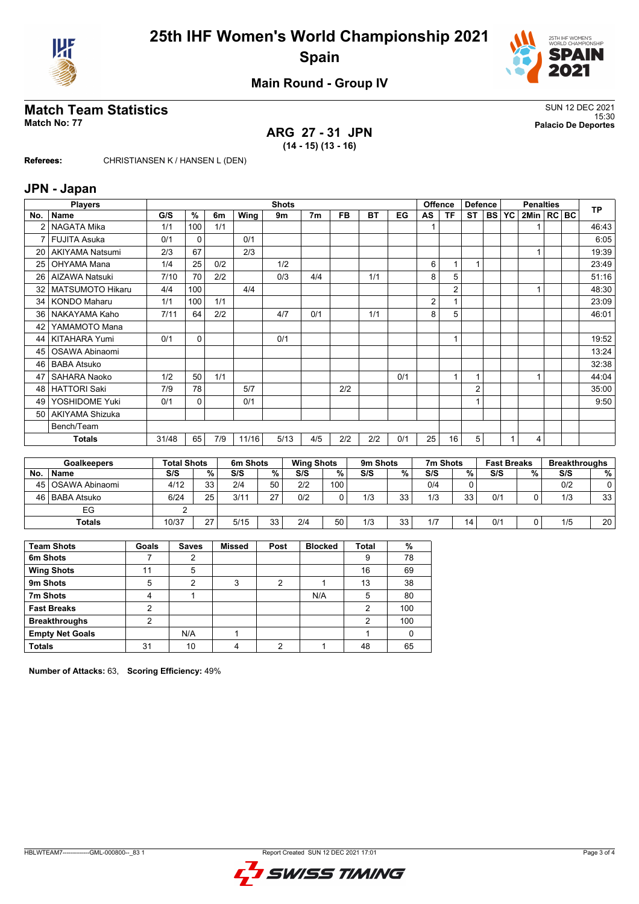# 25th IHF Women's World Championship 2021
## Spain

### Main Round - Group IV

## Match Team Statistics

**Match No: 77**

SUN 12 DEC 2021
15:30
**Palacio De Deportes**

### ARG 27 - 31 JPN
**(14 - 15) (13 - 16)**

**Referees:** CHRISTIANSEN K / HANSEN L (DEN)

## JPN - Japan

| No. | Name | G/S | % | 6m | Wing | 9m | 7m | FB | BT | EG | AS | TF | ST | BS | YC | 2Min | RC | BC | TP |
|---|---|---|---|---|---|---|---|---|---|---|---|---|---|---|---|---|---|---|---|
| 2 | NAGATA Mika | 1/1 | 100 | 1/1 | | | | | | | 1 | | | | | 1 | | | 46:43 |
| 7 | FUJITA Asuka | 0/1 | 0 | | 0/1 | | | | | | | | | | | | | | 6:05 |
| 20 | AKIYAMA Natsumi | 2/3 | 67 | | 2/3 | | | | | | | | | | | 1 | | | 19:39 |
| 25 | OHYAMA Mana | 1/4 | 25 | 0/2 | | 1/2 | | | | | 6 | 1 | 1 | | | | | | 23:49 |
| 26 | AIZAWA Natsuki | 7/10 | 70 | 2/2 | | 0/3 | 4/4 | | 1/1 | | 8 | 5 | | | | | | | 51:16 |
| 32 | MATSUMOTO Hikaru | 4/4 | 100 | | 4/4 | | | | | | | 2 | | | | 1 | | | 48:30 |
| 34 | KONDO Maharu | 1/1 | 100 | 1/1 | | | | | | | 2 | 1 | | | | | | | 23:09 |
| 36 | NAKAYAMA Kaho | 7/11 | 64 | 2/2 | | 4/7 | 0/1 | | 1/1 | | 8 | 5 | | | | | | | 46:01 |
| 42 | YAMAMOTO Mana | | | | | | | | | | | | | | | | | | |
| 44 | KITAHARA Yumi | 0/1 | 0 | | | 0/1 | | | | | | 1 | | | | | | | 19:52 |
| 45 | OSAWA Abinaomi | | | | | | | | | | | | | | | | | | 13:24 |
| 46 | BABA Atsuko | | | | | | | | | | | | | | | | | | 32:38 |
| 47 | SAHARA Naoko | 1/2 | 50 | 1/1 | | | | | | 0/1 | | 1 | 1 | | | 1 | | | 44:04 |
| 48 | HATTORI Saki | 7/9 | 78 | | 5/7 | | | 2/2 | | | | | 2 | | | | | | 35:00 |
| 49 | YOSHIDOME Yuki | 0/1 | 0 | | 0/1 | | | | | | | | 1 | | | | | | 9:50 |
| 50 | AKIYAMA Shizuka | | | | | | | | | | | | | | | | | | |
| | Bench/Team | | | | | | | | | | | | | | | | | | |
| | **Totals** | 31/48 | 65 | 7/9 | 11/16 | 5/13 | 4/5 | 2/2 | 2/2 | 0/1 | 25 | 16 | 5 | | 1 | 4 | | | |

| No. | Goalkeepers Name | Total Shots S/S | % | 6m Shots S/S | % | Wing Shots S/S | % | 9m Shots S/S | % | 7m Shots S/S | % | Fast Breaks S/S | % | Breakthroughs S/S | % |
|---|---|---|---|---|---|---|---|---|---|---|---|---|---|---|---|
| 45 | OSAWA Abinaomi | 4/12 | 33 | 2/4 | 50 | 2/2 | 100 | | | 0/4 | 0 | | | 0/2 | 0 |
| 46 | BABA Atsuko | 6/24 | 25 | 3/11 | 27 | 0/2 | 0 | 1/3 | 33 | 1/3 | 33 | 0/1 | 0 | 1/3 | 33 |
| | EG | 2 | | | | | | | | | | | | | |
| | **Totals** | 10/37 | 27 | 5/15 | 33 | 2/4 | 50 | 1/3 | 33 | 1/7 | 14 | 0/1 | 0 | 1/5 | 20 |

| Team Shots | Goals | Saves | Missed | Post | Blocked | Total | % |
|---|---|---|---|---|---|---|---|
| 6m Shots | 7 | 2 | | | | 9 | 78 |
| Wing Shots | 11 | 5 | | | | 16 | 69 |
| 9m Shots | 5 | 2 | 3 | 2 | 1 | 13 | 38 |
| 7m Shots | 4 | 1 | | | N/A | 5 | 80 |
| Fast Breaks | 2 | | | | | 2 | 100 |
| Breakthroughs | 2 | | | | | 2 | 100 |
| Empty Net Goals | | N/A | 1 | | | 1 | 0 |
| **Totals** | 31 | 10 | 4 | 2 | 1 | 48 | 65 |

**Number of Attacks:** 63, **Scoring Efficiency:** 49%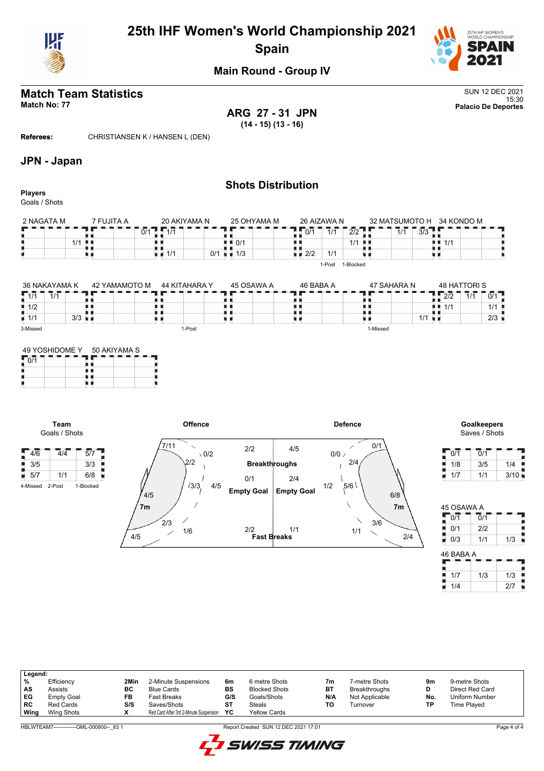# 25th IHF Women's World Championship 2021

## Spain

### Main Round - Group IV

## Match Team Statistics

**Match No: 77**

SUN 12 DEC 2021
15:30
**Palacio De Deportes**

**ARG 27 - 31 JPN**
**(14 - 15) (13 - 16)**

**Referees:** CHRISTIANSEN K / HANSEN L (DEN)

## JPN - Japan

### Shots Distribution

**Players**
Goals / Shots

2 NAGATA M
1/1

7 FUJITA A
0/1

20 AKIYAMA N
1/1
1/1 0/1

25 OHYAMA M
0/1
1/3

26 AIZAWA N
0/1 1/1 2/2
1/1
2/2 1/1
1-Post 1-Blocked

32 MATSUMOTO H
1/1 3/3

34 KONDO M
1/1

36 NAKAYAMA K
1/1 1/1
1/2
1/1 3/3
3-Missed

42 YAMAMOTO M

44 KITAHARA Y
1-Post

45 OSAWA A

46 BABA A

47 SAHARA N
1/1
1-Missed

48 HATTORI S
2/2 1/1 0/1
1/1 1/1
2/3

49 YOSHIDOME Y
0/1

50 AKIYAMA S

**Team**
Goals / Shots

4/6 4/4 5/7
3/5 3/3
5/7 1/1 6/8
4-Missed 2-Post 1-Blocked

**Offence**

7/11
0/2
2/2
3/3
4/5
4/5
7m
2/3
1/6
4/5

2/2 4/5
Breakthroughs
0/1 2/4
Empty Goal Empty Goal
2/2 1/1
Fast Breaks

**Defence**

0/0
0/1
2/4
1/2
5/6
6/8
7m
3/6
1/1
2/4

**Goalkeepers**
Saves / Shots

0/1 0/1
1/8 3/5 1/4
1/7 1/1 3/10

45 OSAWA A
0/1 0/1
0/1 2/2
0/3 1/1 1/3

46 BABA A
1/7 1/3 1/3
1/4 2/7

| Legend: | | | | | | | | | |
|---|---|---|---|---|---|---|---|---|---|
| % | Efficiency | 2Min | 2-Minute Suspensions | 6m | 6 metre Shots | 7m | 7-metre Shots | 9m | 9-metre Shots |
| AS | Assists | BC | Blue Cards | BS | Blocked Shots | BT | Breakthroughs | D | Direct Red Card |
| EG | Empty Goal | FB | Fast Breaks | G/S | Goals/Shots | N/A | Not Applicable | No. | Uniform Number |
| RC | Red Cards | S/S | Saves/Shots | ST | Steals | TO | Turnover | TP | Time Played |
| Wing | Wing Shots | X | Red Card After 3rd 2-Minute Suspension | YC | Yellow Cards | | | | |

HBLWTEAM7-------------GML-000800--_83 1 Report Created SUN 12 DEC 2021 17:01